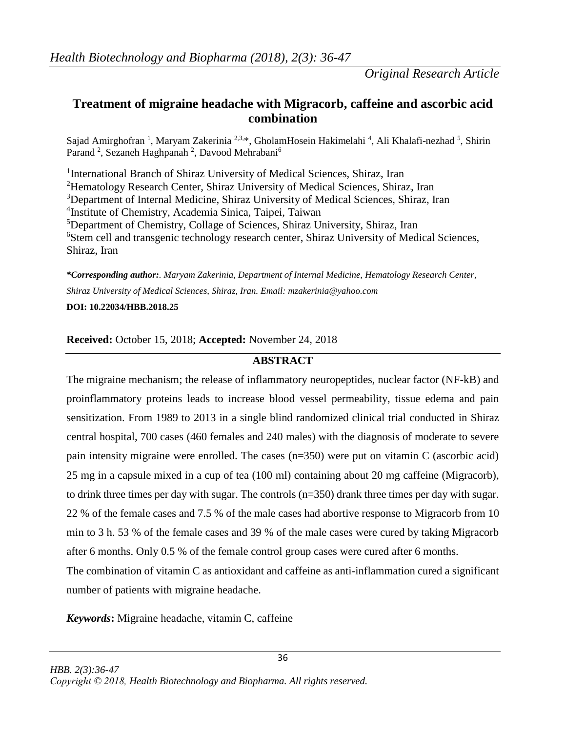*Original Research Article*

# Treatment of migraine headache with Migracorb, caffeine and ascorbic acid combination

Sajad Amirghofran [1], Maryam Zakerinia [2,3,*], GholamHosein Hakimelahi [4], Ali Khalafi-nezhad [5], Shirin Parand [2], Sezaneh Haghpanah [2], Davood Mehrabani[6]

[1]International Branch of Shiraz University of Medical Sciences, Shiraz, Iran
[2]Hematology Research Center, Shiraz University of Medical Sciences, Shiraz, Iran
[3]Department of Internal Medicine, Shiraz University of Medical Sciences, Shiraz, Iran
[4]Institute of Chemistry, Academia Sinica, Taipei, Taiwan
[5]Department of Chemistry, Collage of Sciences, Shiraz University, Shiraz, Iran
[6]Stem cell and transgenic technology research center, Shiraz University of Medical Sciences, Shiraz, Iran

***Corresponding author:**. *Maryam Zakerinia, Department of Internal Medicine, Hematology Research Center, Shiraz University of Medical Sciences, Shiraz, Iran. Email: mzakerinia@yahoo.com*

**DOI: 10.22034/HBB.2018.25**

**Received:** October 15, 2018; **Accepted:** November 24, 2018

## ABSTRACT

The migraine mechanism; the release of inflammatory neuropeptides, nuclear factor (NF-kB) and proinflammatory proteins leads to increase blood vessel permeability, tissue edema and pain sensitization. From 1989 to 2013 in a single blind randomized clinical trial conducted in Shiraz central hospital, 700 cases (460 females and 240 males) with the diagnosis of moderate to severe pain intensity migraine were enrolled. The cases (n=350) were put on vitamin C (ascorbic acid) 25 mg in a capsule mixed in a cup of tea (100 ml) containing about 20 mg caffeine (Migracorb), to drink three times per day with sugar. The controls (n=350) drank three times per day with sugar. 22 % of the female cases and 7.5 % of the male cases had abortive response to Migracorb from 10 min to 3 h. 53 % of the female cases and 39 % of the male cases were cured by taking Migracorb after 6 months. Only 0.5 % of the female control group cases were cured after 6 months.

The combination of vitamin C as antioxidant and caffeine as anti-inflammation cured a significant number of patients with migraine headache.

***Keywords*:** Migraine headache, vitamin C, caffeine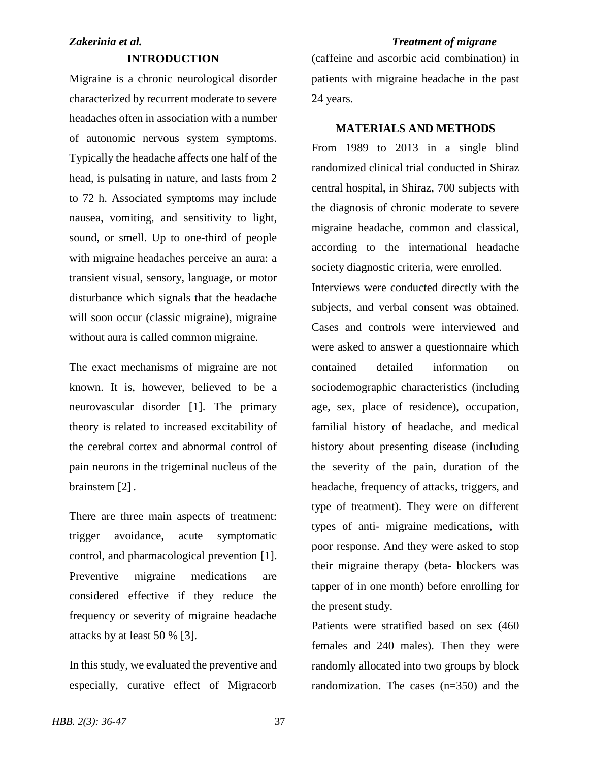## INTRODUCTION

Migraine is a chronic neurological disorder characterized by recurrent moderate to severe headaches often in association with a number of autonomic nervous system symptoms. Typically the headache affects one half of the head, is pulsating in nature, and lasts from 2 to 72 h. Associated symptoms may include nausea, vomiting, and sensitivity to light, sound, or smell. Up to one-third of people with migraine headaches perceive an aura: a transient visual, sensory, language, or motor disturbance which signals that the headache will soon occur (classic migraine), migraine without aura is called common migraine.

The exact mechanisms of migraine are not known. It is, however, believed to be a neurovascular disorder [1]. The primary theory is related to increased excitability of the cerebral cortex and abnormal control of pain neurons in the trigeminal nucleus of the brainstem [2] .

There are three main aspects of treatment: trigger avoidance, acute symptomatic control, and pharmacological prevention [1]. Preventive migraine medications are considered effective if they reduce the frequency or severity of migraine headache attacks by at least 50 % [3].

In this study, we evaluated the preventive and especially, curative effect of Migracorb (caffeine and ascorbic acid combination) in patients with migraine headache in the past 24 years.

## MATERIALS AND METHODS

From 1989 to 2013 in a single blind randomized clinical trial conducted in Shiraz central hospital, in Shiraz, 700 subjects with the diagnosis of chronic moderate to severe migraine headache, common and classical, according to the international headache society diagnostic criteria, were enrolled.

Interviews were conducted directly with the subjects, and verbal consent was obtained. Cases and controls were interviewed and were asked to answer a questionnaire which contained detailed information on sociodemographic characteristics (including age, sex, place of residence), occupation, familial history of headache, and medical history about presenting disease (including the severity of the pain, duration of the headache, frequency of attacks, triggers, and type of treatment). They were on different types of anti- migraine medications, with poor response. And they were asked to stop their migraine therapy (beta- blockers was tapper of in one month) before enrolling for the present study.

Patients were stratified based on sex (460 females and 240 males). Then they were randomly allocated into two groups by block randomization. The cases (n=350) and the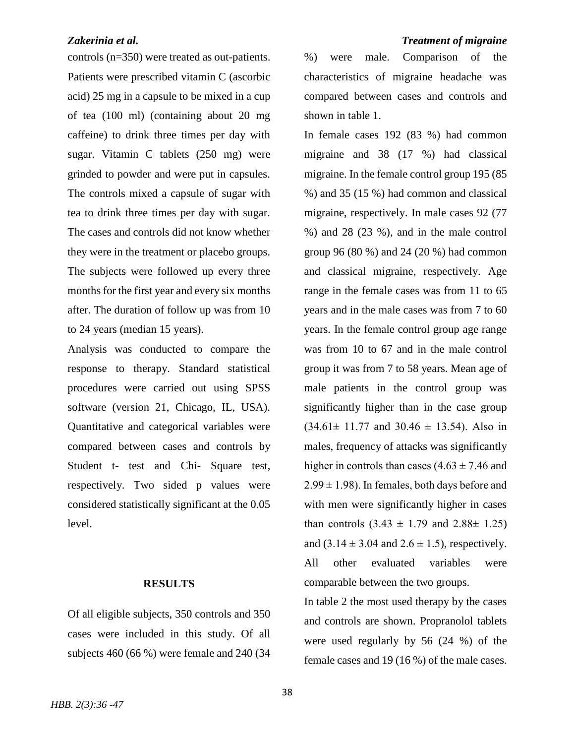controls (n=350) were treated as out-patients. Patients were prescribed vitamin C (ascorbic acid) 25 mg in a capsule to be mixed in a cup of tea (100 ml) (containing about 20 mg caffeine) to drink three times per day with sugar. Vitamin C tablets (250 mg) were grinded to powder and were put in capsules. The controls mixed a capsule of sugar with tea to drink three times per day with sugar. The cases and controls did not know whether they were in the treatment or placebo groups. The subjects were followed up every three months for the first year and every six months after. The duration of follow up was from 10 to 24 years (median 15 years).

Analysis was conducted to compare the response to therapy. Standard statistical procedures were carried out using SPSS software (version 21, Chicago, IL, USA). Quantitative and categorical variables were compared between cases and controls by Student t- test and Chi- Square test, respectively. Two sided p values were considered statistically significant at the 0.05 level.

## RESULTS

Of all eligible subjects, 350 controls and 350 cases were included in this study. Of all subjects 460 (66 %) were female and 240 (34 %) were male. Comparison of the characteristics of migraine headache was compared between cases and controls and shown in table 1.

In female cases 192 (83 %) had common migraine and 38 (17 %) had classical migraine. In the female control group 195 (85 %) and 35 (15 %) had common and classical migraine, respectively. In male cases 92 (77 %) and 28 (23 %), and in the male control group 96 (80 %) and 24 (20 %) had common and classical migraine, respectively. Age range in the female cases was from 11 to 65 years and in the male cases was from 7 to 60 years. In the female control group age range was from 10 to 67 and in the male control group it was from 7 to 58 years. Mean age of male patients in the control group was significantly higher than in the case group ($34.61 \pm 11.77$ and $30.46 \pm 13.54$). Also in males, frequency of attacks was significantly higher in controls than cases ($4.63 \pm 7.46$ and $2.99 \pm 1.98$). In females, both days before and with men were significantly higher in cases than controls ($3.43 \pm 1.79$ and $2.88 \pm 1.25$) and ($3.14 \pm 3.04$ and $2.6 \pm 1.5$), respectively. All other evaluated variables were comparable between the two groups.

In table 2 the most used therapy by the cases and controls are shown. Propranolol tablets were used regularly by 56 (24 %) of the female cases and 19 (16 %) of the male cases.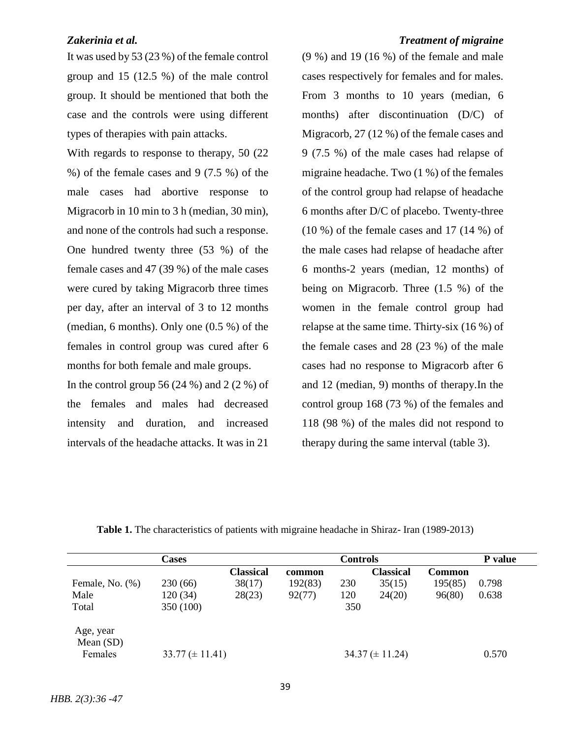It was used by 53 (23 %) of the female control group and 15 (12.5 %) of the male control group. It should be mentioned that both the case and the controls were using different types of therapies with pain attacks.

With regards to response to therapy, 50 (22 %) of the female cases and 9 (7.5 %) of the male cases had abortive response to Migracorb in 10 min to 3 h (median, 30 min), and none of the controls had such a response. One hundred twenty three (53 %) of the female cases and 47 (39 %) of the male cases were cured by taking Migracorb three times per day, after an interval of 3 to 12 months (median, 6 months). Only one (0.5 %) of the females in control group was cured after 6 months for both female and male groups.

In the control group 56 (24 %) and 2 (2 %) of the females and males had decreased intensity and duration, and increased intervals of the headache attacks. It was in 21 (9 %) and 19 (16 %) of the female and male cases respectively for females and for males. From 3 months to 10 years (median, 6 months) after discontinuation (D/C) of Migracorb, 27 (12 %) of the female cases and 9 (7.5 %) of the male cases had relapse of migraine headache. Two (1 %) of the females of the control group had relapse of headache 6 months after D/C of placebo. Twenty-three (10 %) of the female cases and 17 (14 %) of the male cases had relapse of headache after 6 months-2 years (median, 12 months) of being on Migracorb. Three (1.5 %) of the women in the female control group had relapse at the same time. Thirty-six (16 %) of the female cases and 28 (23 %) of the male cases had no response to Migracorb after 6 and 12 (median, 9) months of therapy.In the control group 168 (73 %) of the females and 118 (98 %) of the males did not respond to therapy during the same interval (table 3).

**Table 1.** The characteristics of patients with migraine headache in Shiraz- Iran (1989-2013)

| | Cases | | | Controls | | | P value |
|---|---|---|---|---|---|---|---|
| | | **Classical** | **common** | | **Classical** | **Common** | |
| Female, No. (%) | 230 (66) | 38(17) | 192(83) | 230 | 35(15) | 195(85) | 0.798 |
| Male | 120 (34) | 28(23) | 92(77) | 120 | 24(20) | 96(80) | 0.638 |
| Total | 350 (100) | | | 350 | | | |
| Age, year | | | | | | | |
| Mean (SD) | | | | | | | |
| Females | 33.77 (± 11.41) | | | 34.37 (± 11.24) | | | 0.570 |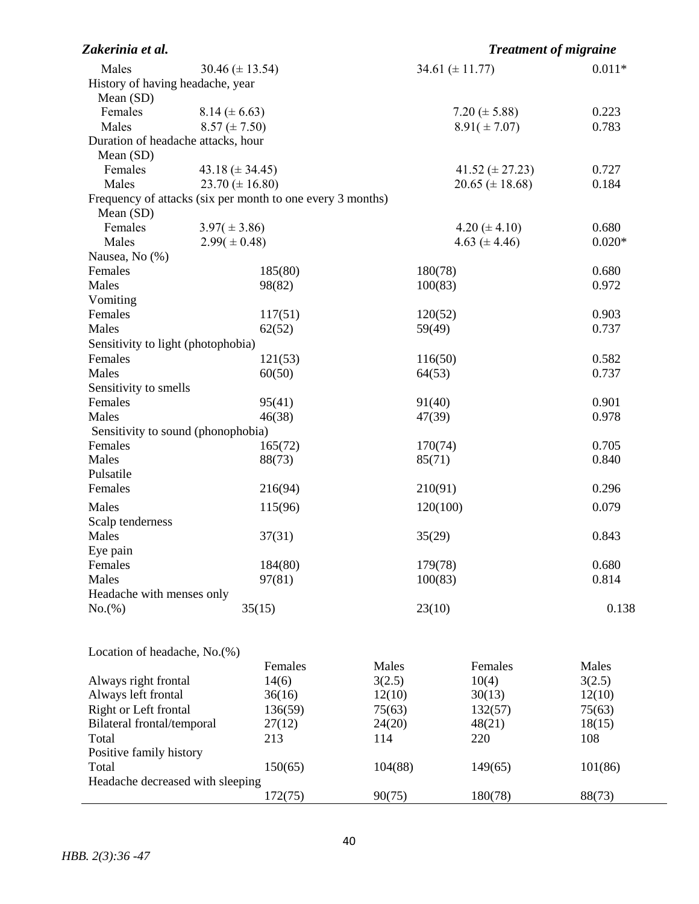| | | | |
|---|---|---|---|
| Males | 30.46 (± 13.54) | 34.61 (± 11.77) | 0.011* |
| History of having headache, year | | | |
| Mean (SD) | | | |
| Females | 8.14 (± 6.63) | 7.20 (± 5.88) | 0.223 |
| Males | 8.57 (± 7.50) | 8.91( ± 7.07) | 0.783 |
| Duration of headache attacks, hour | | | |
| Mean (SD) | | | |
| Females | 43.18 (± 34.45) | 41.52 (± 27.23) | 0.727 |
| Males | 23.70 (± 16.80) | 20.65 (± 18.68) | 0.184 |
| Frequency of attacks (six per month to one every 3 months) | | | |
| Mean (SD) | | | |
| Females | 3.97( ± 3.86) | 4.20 (± 4.10) | 0.680 |
| Males | 2.99( ± 0.48) | 4.63 (± 4.46) | 0.020* |
| Nausea, No (%) | | | |
| Females | 185(80) | 180(78) | 0.680 |
| Males | 98(82) | 100(83) | 0.972 |
| Vomiting | | | |
| Females | 117(51) | 120(52) | 0.903 |
| Males | 62(52) | 59(49) | 0.737 |
| Sensitivity to light (photophobia) | | | |
| Females | 121(53) | 116(50) | 0.582 |
| Males | 60(50) | 64(53) | 0.737 |
| Sensitivity to smells | | | |
| Females | 95(41) | 91(40) | 0.901 |
| Males | 46(38) | 47(39) | 0.978 |
| Sensitivity to sound (phonophobia) | | | |
| Females | 165(72) | 170(74) | 0.705 |
| Males | 88(73) | 85(71) | 0.840 |
| Pulsatile | | | |
| Females | 216(94) | 210(91) | 0.296 |
| Males | 115(96) | 120(100) | 0.079 |
| Scalp tenderness | | | |
| Males | 37(31) | 35(29) | 0.843 |
| Eye pain | | | |
| Females | 184(80) | 179(78) | 0.680 |
| Males | 97(81) | 100(83) | 0.814 |
| Headache with menses only | | | |
| No.(%) | 35(15) | 23(10) | 0.138 |

| Location of headache, No.(%) | | | | |
|---|---|---|---|---|
| | Females | Males | Females | Males |
| Always right frontal | 14(6) | 3(2.5) | 10(4) | 3(2.5) |
| Always left frontal | 36(16) | 12(10) | 30(13) | 12(10) |
| Right or Left frontal | 136(59) | 75(63) | 132(57) | 75(63) |
| Bilateral frontal/temporal | 27(12) | 24(20) | 48(21) | 18(15) |
| Total | 213 | 114 | 220 | 108 |
| Positive family history | | | | |
| Total | 150(65) | 104(88) | 149(65) | 101(86) |
| Headache decreased with sleeping | | | | |
| | 172(75) | 90(75) | 180(78) | 88(73) |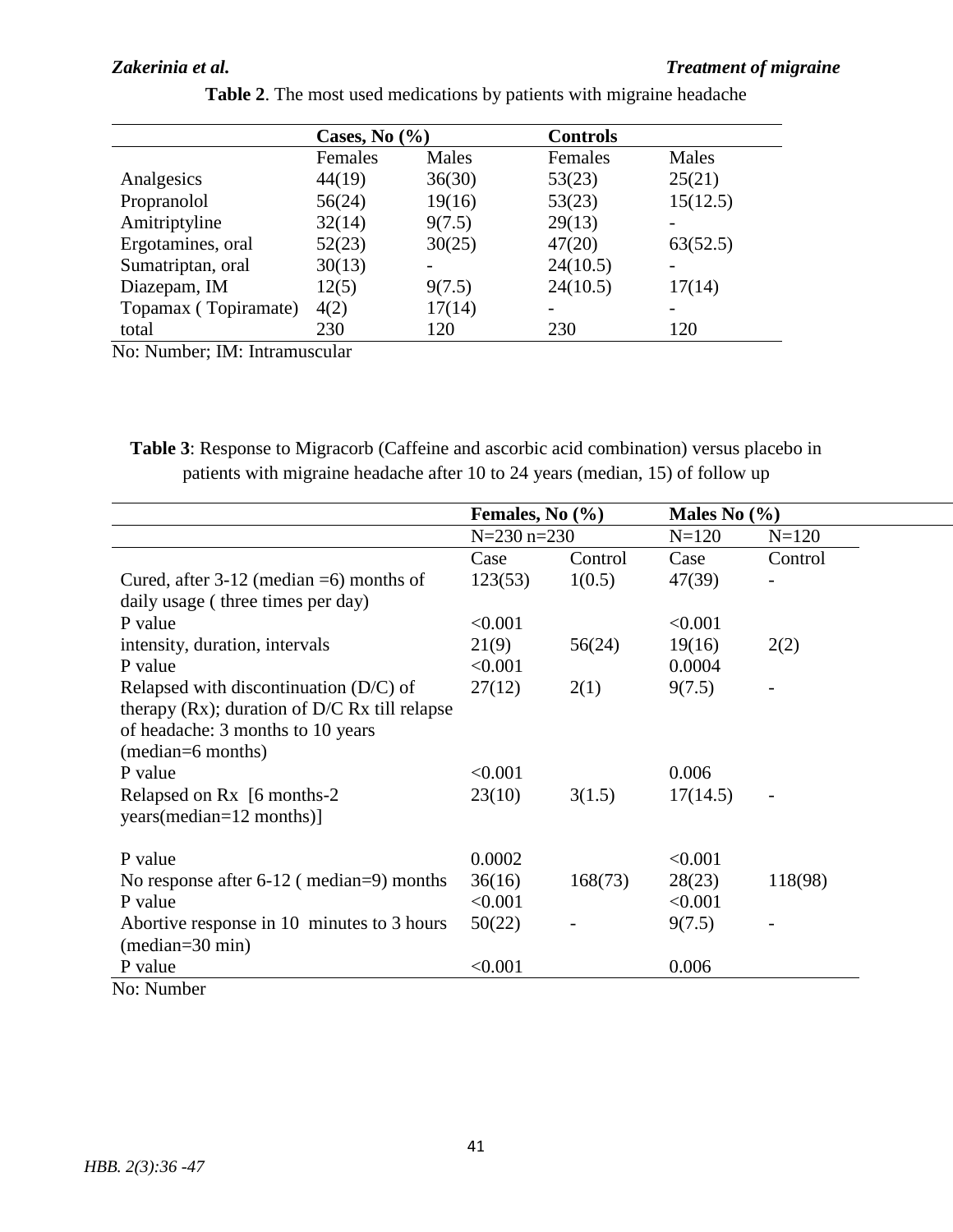**Table 2**. The most used medications by patients with migraine headache

| | Cases, No (%) | | Controls | |
|---|---|---|---|---|
| | Females | Males | Females | Males |
| Analgesics | 44(19) | 36(30) | 53(23) | 25(21) |
| Propranolol | 56(24) | 19(16) | 53(23) | 15(12.5) |
| Amitriptyline | 32(14) | 9(7.5) | 29(13) | - |
| Ergotamines, oral | 52(23) | 30(25) | 47(20) | 63(52.5) |
| Sumatriptan, oral | 30(13) | - | 24(10.5) | - |
| Diazepam, IM | 12(5) | 9(7.5) | 24(10.5) | 17(14) |
| Topamax ( Topiramate) | 4(2) | 17(14) | - | - |
| total | 230 | 120 | 230 | 120 |

No: Number; IM: Intramuscular

**Table 3**: Response to Migracorb (Caffeine and ascorbic acid combination) versus placebo in patients with migraine headache after 10 to 24 years (median, 15) of follow up

| | Females, No (%) | | Males No (%) | |
|---|---|---|---|---|
| | N=230 n=230 | | N=120 | N=120 |
| | Case | Control | Case | Control |
| Cured, after 3-12 (median =6) months of daily usage ( three times per day) | 123(53) | 1(0.5) | 47(39) | - |
| P value | <0.001 | | <0.001 | |
| intensity, duration, intervals | 21(9) | 56(24) | 19(16) | 2(2) |
| P value | <0.001 | | 0.0004 | |
| Relapsed with discontinuation (D/C) of therapy (Rx); duration of D/C Rx till relapse of headache: 3 months to 10 years (median=6 months) | 27(12) | 2(1) | 9(7.5) | - |
| P value | <0.001 | | 0.006 | |
| Relapsed on Rx [6 months-2 years(median=12 months)] | 23(10) | 3(1.5) | 17(14.5) | - |
| P value | 0.0002 | | <0.001 | |
| No response after 6-12 ( median=9) months | 36(16) | 168(73) | 28(23) | 118(98) |
| P value | <0.001 | | <0.001 | |
| Abortive response in 10 minutes to 3 hours (median=30 min) | 50(22) | - | 9(7.5) | - |
| P value | <0.001 | | 0.006 | |

No: Number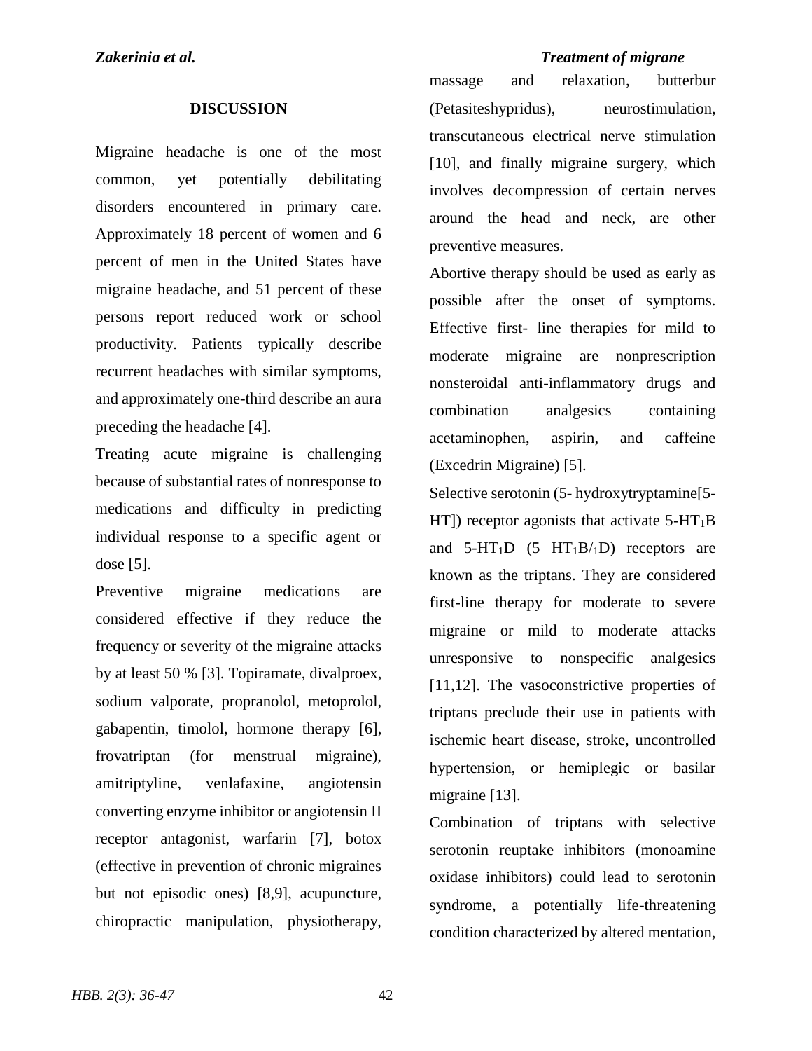## DISCUSSION

Migraine headache is one of the most common, yet potentially debilitating disorders encountered in primary care. Approximately 18 percent of women and 6 percent of men in the United States have migraine headache, and 51 percent of these persons report reduced work or school productivity. Patients typically describe recurrent headaches with similar symptoms, and approximately one-third describe an aura preceding the headache [4].

Treating acute migraine is challenging because of substantial rates of nonresponse to medications and difficulty in predicting individual response to a specific agent or dose [5].

Preventive migraine medications are considered effective if they reduce the frequency or severity of the migraine attacks by at least 50 % [3]. Topiramate, divalproex, sodium valporate, propranolol, metoprolol, gabapentin, timolol, hormone therapy [6], frovatriptan (for menstrual migraine), amitriptyline, venlafaxine, angiotensin converting enzyme inhibitor or angiotensin II receptor antagonist, warfarin [7], botox (effective in prevention of chronic migraines but not episodic ones) [8,9], acupuncture, chiropractic manipulation, physiotherapy, massage and relaxation, butterbur (Petasiteshypridus), neurostimulation, transcutaneous electrical nerve stimulation [10], and finally migraine surgery, which involves decompression of certain nerves around the head and neck, are other preventive measures.

Abortive therapy should be used as early as possible after the onset of symptoms. Effective first- line therapies for mild to moderate migraine are nonprescription nonsteroidal anti-inflammatory drugs and combination analgesics containing acetaminophen, aspirin, and caffeine (Excedrin Migraine) [5].

Selective serotonin (5- hydroxytryptamine[5-HT]) receptor agonists that activate 5-$HT_1$B and 5-$HT_1$D (5 $HT_1$B/$_1$D) receptors are known as the triptans. They are considered first-line therapy for moderate to severe migraine or mild to moderate attacks unresponsive to nonspecific analgesics [11,12]. The vasoconstrictive properties of triptans preclude their use in patients with ischemic heart disease, stroke, uncontrolled hypertension, or hemiplegic or basilar migraine [13].

Combination of triptans with selective serotonin reuptake inhibitors (monoamine oxidase inhibitors) could lead to serotonin syndrome, a potentially life-threatening condition characterized by altered mentation,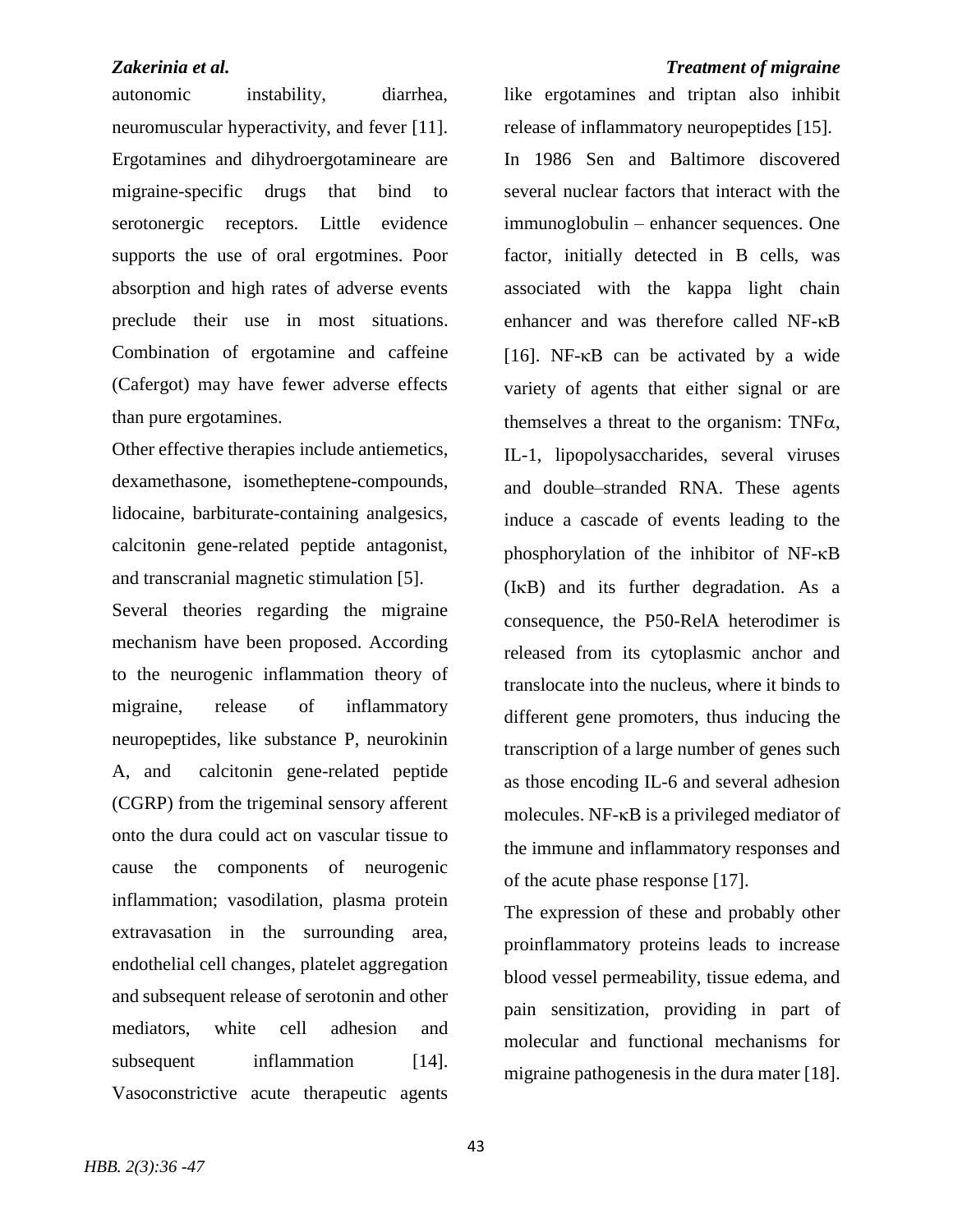autonomic instability, diarrhea, neuromuscular hyperactivity, and fever [11]. Ergotamines and dihydroergotamineare are migraine-specific drugs that bind to serotonergic receptors. Little evidence supports the use of oral ergotmines. Poor absorption and high rates of adverse events preclude their use in most situations. Combination of ergotamine and caffeine (Cafergot) may have fewer adverse effects than pure ergotamines.

Other effective therapies include antiemetics, dexamethasone, isometheptene-compounds, lidocaine, barbiturate-containing analgesics, calcitonin gene-related peptide antagonist, and transcranial magnetic stimulation [5].

Several theories regarding the migraine mechanism have been proposed. According to the neurogenic inflammation theory of migraine, release of inflammatory neuropeptides, like substance P, neurokinin A, and calcitonin gene-related peptide (CGRP) from the trigeminal sensory afferent onto the dura could act on vascular tissue to cause the components of neurogenic inflammation; vasodilation, plasma protein extravasation in the surrounding area, endothelial cell changes, platelet aggregation and subsequent release of serotonin and other mediators, white cell adhesion and subsequent inflammation [14]. Vasoconstrictive acute therapeutic agents like ergotamines and triptan also inhibit release of inflammatory neuropeptides [15].

In 1986 Sen and Baltimore discovered several nuclear factors that interact with the immunoglobulin – enhancer sequences. One factor, initially detected in B cells, was associated with the kappa light chain enhancer and was therefore called NF-κB [16]. NF-κB can be activated by a wide variety of agents that either signal or are themselves a threat to the organism: TNFα, IL-1, lipopolysaccharides, several viruses and double–stranded RNA. These agents induce a cascade of events leading to the phosphorylation of the inhibitor of NF-κB (IκB) and its further degradation. As a consequence, the P50-RelA heterodimer is released from its cytoplasmic anchor and translocate into the nucleus, where it binds to different gene promoters, thus inducing the transcription of a large number of genes such as those encoding IL-6 and several adhesion molecules. NF-κB is a privileged mediator of the immune and inflammatory responses and of the acute phase response [17].

The expression of these and probably other proinflammatory proteins leads to increase blood vessel permeability, tissue edema, and pain sensitization, providing in part of molecular and functional mechanisms for migraine pathogenesis in the dura mater [18].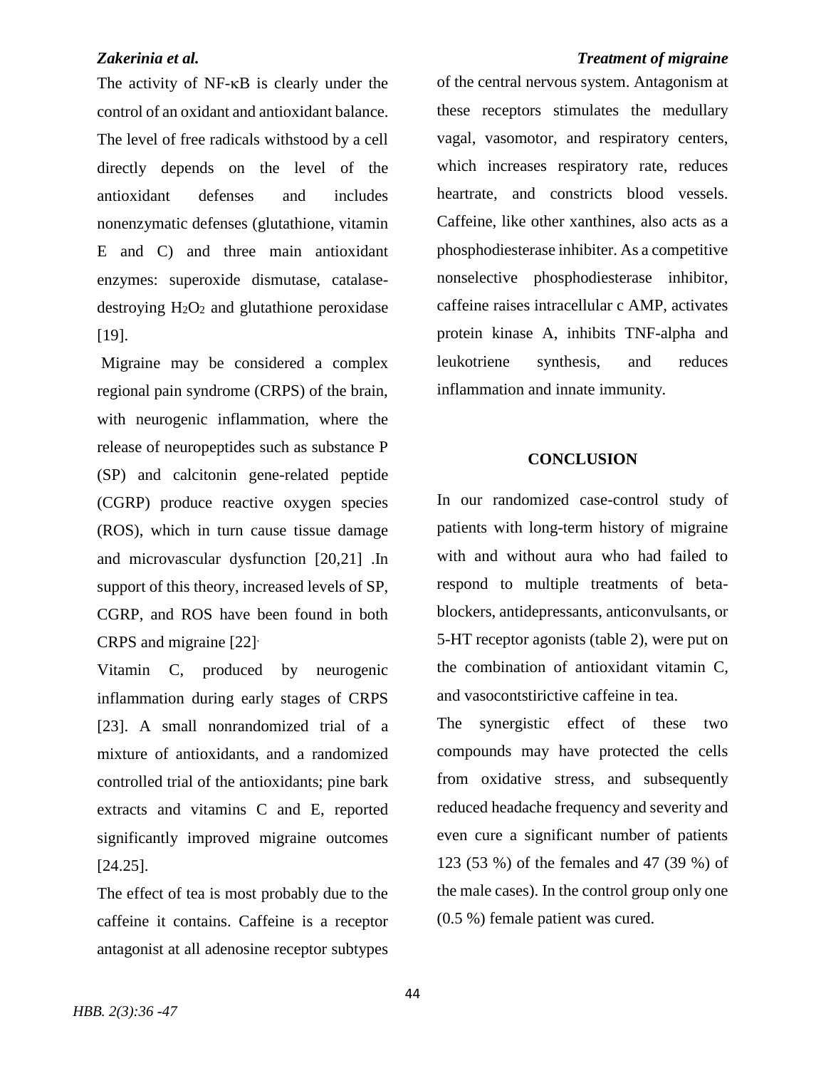The activity of NF-κB is clearly under the control of an oxidant and antioxidant balance. The level of free radicals withstood by a cell directly depends on the level of the antioxidant defenses and includes nonenzymatic defenses (glutathione, vitamin E and C) and three main antioxidant enzymes: superoxide dismutase, catalase-destroying $H_2O_2$ and glutathione peroxidase [19].

Migraine may be considered a complex regional pain syndrome (CRPS) of the brain, with neurogenic inflammation, where the release of neuropeptides such as substance P (SP) and calcitonin gene-related peptide (CGRP) produce reactive oxygen species (ROS), which in turn cause tissue damage and microvascular dysfunction [20,21] .In support of this theory, increased levels of SP, CGRP, and ROS have been found in both CRPS and migraine [22].

Vitamin C, produced by neurogenic inflammation during early stages of CRPS [23]. A small nonrandomized trial of a mixture of antioxidants, and a randomized controlled trial of the antioxidants; pine bark extracts and vitamins C and E, reported significantly improved migraine outcomes [24.25].

The effect of tea is most probably due to the caffeine it contains. Caffeine is a receptor antagonist at all adenosine receptor subtypes of the central nervous system. Antagonism at these receptors stimulates the medullary vagal, vasomotor, and respiratory centers, which increases respiratory rate, reduces heartrate, and constricts blood vessels. Caffeine, like other xanthines, also acts as a phosphodiesterase inhibiter. As a competitive nonselective phosphodiesterase inhibitor, caffeine raises intracellular c AMP, activates protein kinase A, inhibits TNF-alpha and leukotriene synthesis, and reduces inflammation and innate immunity.

## CONCLUSION

In our randomized case-control study of patients with long-term history of migraine with and without aura who had failed to respond to multiple treatments of beta-blockers, antidepressants, anticonvulsants, or 5-HT receptor agonists (table 2), were put on the combination of antioxidant vitamin C, and vasocontstirictive caffeine in tea.

The synergistic effect of these two compounds may have protected the cells from oxidative stress, and subsequently reduced headache frequency and severity and even cure a significant number of patients 123 (53 %) of the females and 47 (39 %) of the male cases). In the control group only one (0.5 %) female patient was cured.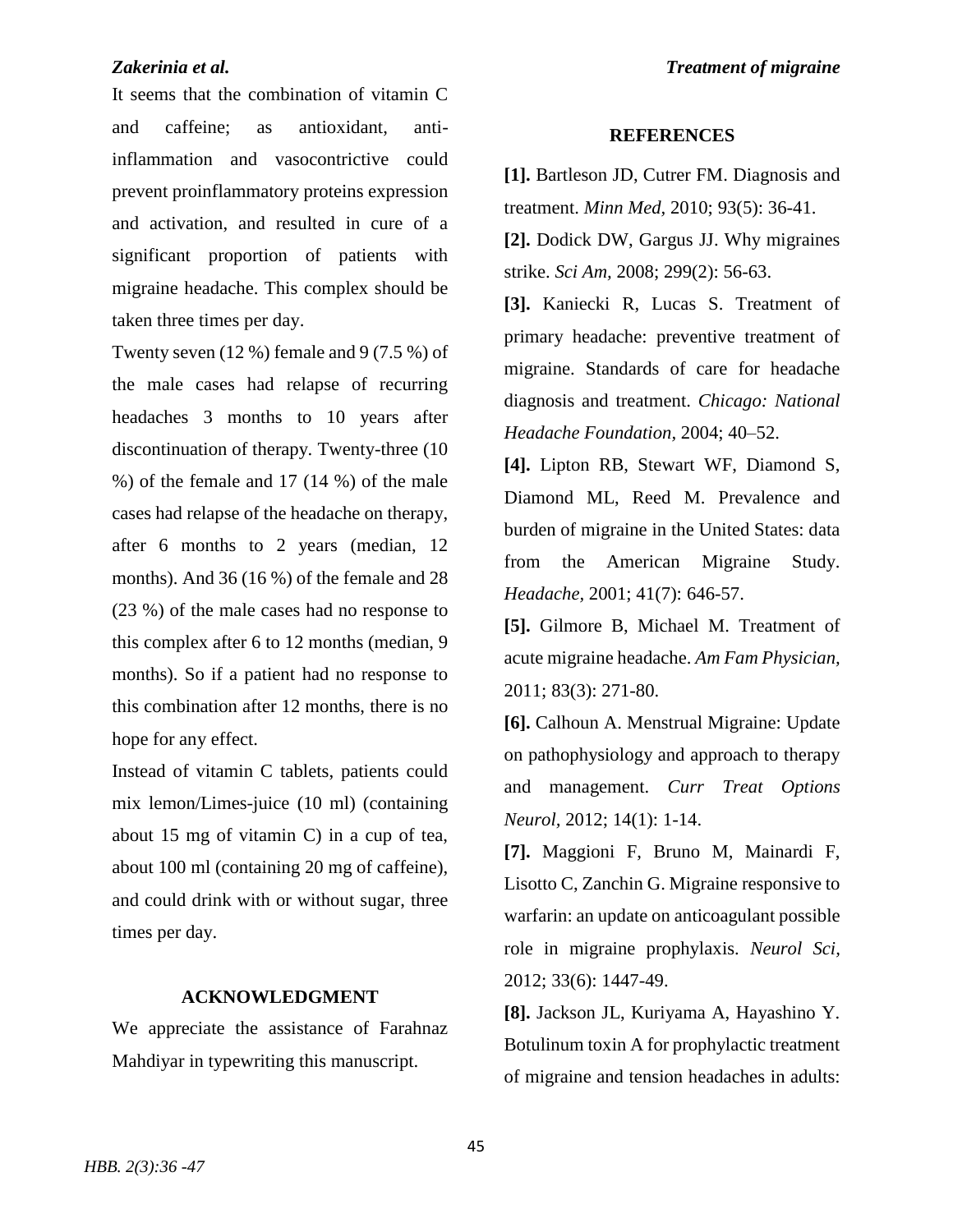It seems that the combination of vitamin C and caffeine; as antioxidant, anti-inflammation and vasocontrictive could prevent proinflammatory proteins expression and activation, and resulted in cure of a significant proportion of patients with migraine headache. This complex should be taken three times per day.

Twenty seven (12 %) female and 9 (7.5 %) of the male cases had relapse of recurring headaches 3 months to 10 years after discontinuation of therapy. Twenty-three (10 %) of the female and 17 (14 %) of the male cases had relapse of the headache on therapy, after 6 months to 2 years (median, 12 months). And 36 (16 %) of the female and 28 (23 %) of the male cases had no response to this complex after 6 to 12 months (median, 9 months). So if a patient had no response to this combination after 12 months, there is no hope for any effect.

Instead of vitamin C tablets, patients could mix lemon/Limes-juice (10 ml) (containing about 15 mg of vitamin C) in a cup of tea, about 100 ml (containing 20 mg of caffeine), and could drink with or without sugar, three times per day.

## ACKNOWLEDGMENT

We appreciate the assistance of Farahnaz Mahdiyar in typewriting this manuscript.

## REFERENCES

**[1].** Bartleson JD, Cutrer FM. Diagnosis and treatment. *Minn Med*, 2010; 93(5): 36-41.

**[2].** Dodick DW, Gargus JJ. Why migraines strike. *Sci Am*, 2008; 299(2): 56-63.

**[3].** Kaniecki R, Lucas S. Treatment of primary headache: preventive treatment of migraine. Standards of care for headache diagnosis and treatment. *Chicago: National Headache Foundation,* 2004; 40–52.

**[4].** Lipton RB, Stewart WF, Diamond S, Diamond ML, Reed M. Prevalence and burden of migraine in the United States: data from the American Migraine Study. *Headache,* 2001; 41(7): 646-57.

**[5].** Gilmore B, Michael M. Treatment of acute migraine headache. *Am Fam Physician,* 2011; 83(3): 271-80.

**[6].** Calhoun A. Menstrual Migraine: Update on pathophysiology and approach to therapy and management. *Curr Treat Options Neurol,* 2012; 14(1): 1-14.

**[7].** Maggioni F, Bruno M, Mainardi F, Lisotto C, Zanchin G. Migraine responsive to warfarin: an update on anticoagulant possible role in migraine prophylaxis. *Neurol Sci,* 2012; 33(6): 1447-49.

**[8].** Jackson JL, Kuriyama A, Hayashino Y. Botulinum toxin A for prophylactic treatment of migraine and tension headaches in adults: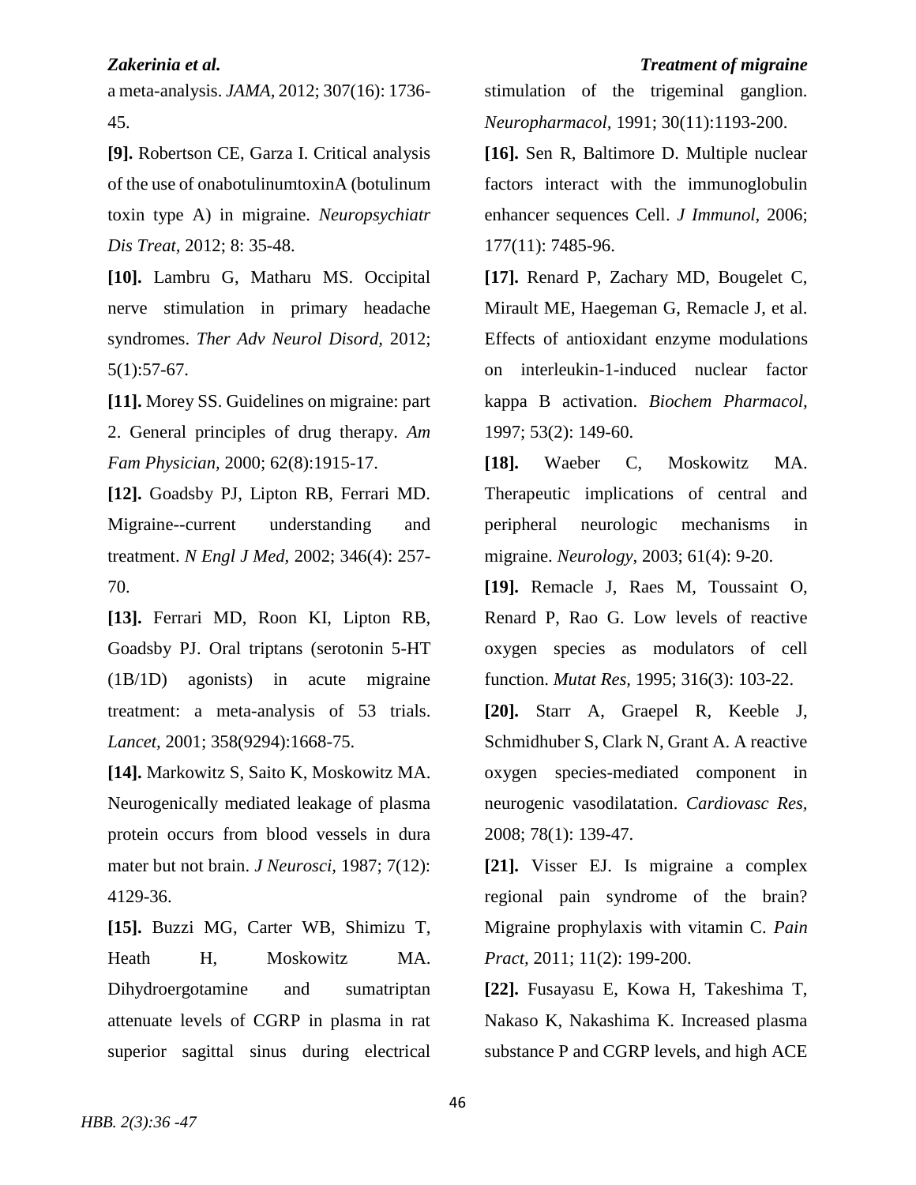a meta-analysis. *JAMA,* 2012; 307(16): 1736-45.

**[9].** Robertson CE, Garza I. Critical analysis of the use of onabotulinumtoxinA (botulinum toxin type A) in migraine. *Neuropsychiatr Dis Treat,* 2012; 8: 35-48.

**[10].** Lambru G, Matharu MS. Occipital nerve stimulation in primary headache syndromes. *Ther Adv Neurol Disord,* 2012; 5(1):57-67.

**[11].** Morey SS. Guidelines on migraine: part 2. General principles of drug therapy. *Am Fam Physician,* 2000; 62(8):1915-17.

**[12].** Goadsby PJ, Lipton RB, Ferrari MD. Migraine--current understanding and treatment. *N Engl J Med,* 2002; 346(4): 257-70.

**[13].** Ferrari MD, Roon KI, Lipton RB, Goadsby PJ. Oral triptans (serotonin 5-HT (1B/1D) agonists) in acute migraine treatment: a meta-analysis of 53 trials. *Lancet,* 2001; 358(9294):1668-75.

**[14].** Markowitz S, Saito K, Moskowitz MA. Neurogenically mediated leakage of plasma protein occurs from blood vessels in dura mater but not brain. *J Neurosci,* 1987; 7(12): 4129-36.

**[15].** Buzzi MG, Carter WB, Shimizu T, Heath H, Moskowitz MA. Dihydroergotamine and sumatriptan attenuate levels of CGRP in plasma in rat superior sagittal sinus during electrical stimulation of the trigeminal ganglion. *Neuropharmacol,* 1991; 30(11):1193-200.

**[16].** Sen R, Baltimore D. Multiple nuclear factors interact with the immunoglobulin enhancer sequences Cell. *J Immunol,* 2006; 177(11): 7485-96.

**[17].** Renard P, Zachary MD, Bougelet C, Mirault ME, Haegeman G, Remacle J, et al. Effects of antioxidant enzyme modulations on interleukin-1-induced nuclear factor kappa B activation. *Biochem Pharmacol,* 1997; 53(2): 149-60.

**[18].** Waeber C, Moskowitz MA. Therapeutic implications of central and peripheral neurologic mechanisms in migraine. *Neurology,* 2003; 61(4): 9-20.

**[19].** Remacle J, Raes M, Toussaint O, Renard P, Rao G. Low levels of reactive oxygen species as modulators of cell function. *Mutat Res,* 1995; 316(3): 103-22.

**[20].** Starr A, Graepel R, Keeble J, Schmidhuber S, Clark N, Grant A. A reactive oxygen species-mediated component in neurogenic vasodilatation. *Cardiovasc Res,* 2008; 78(1): 139-47.

**[21].** Visser EJ. Is migraine a complex regional pain syndrome of the brain? Migraine prophylaxis with vitamin C. *Pain Pract,* 2011; 11(2): 199-200.

**[22].** Fusayasu E, Kowa H, Takeshima T, Nakaso K, Nakashima K. Increased plasma substance P and CGRP levels, and high ACE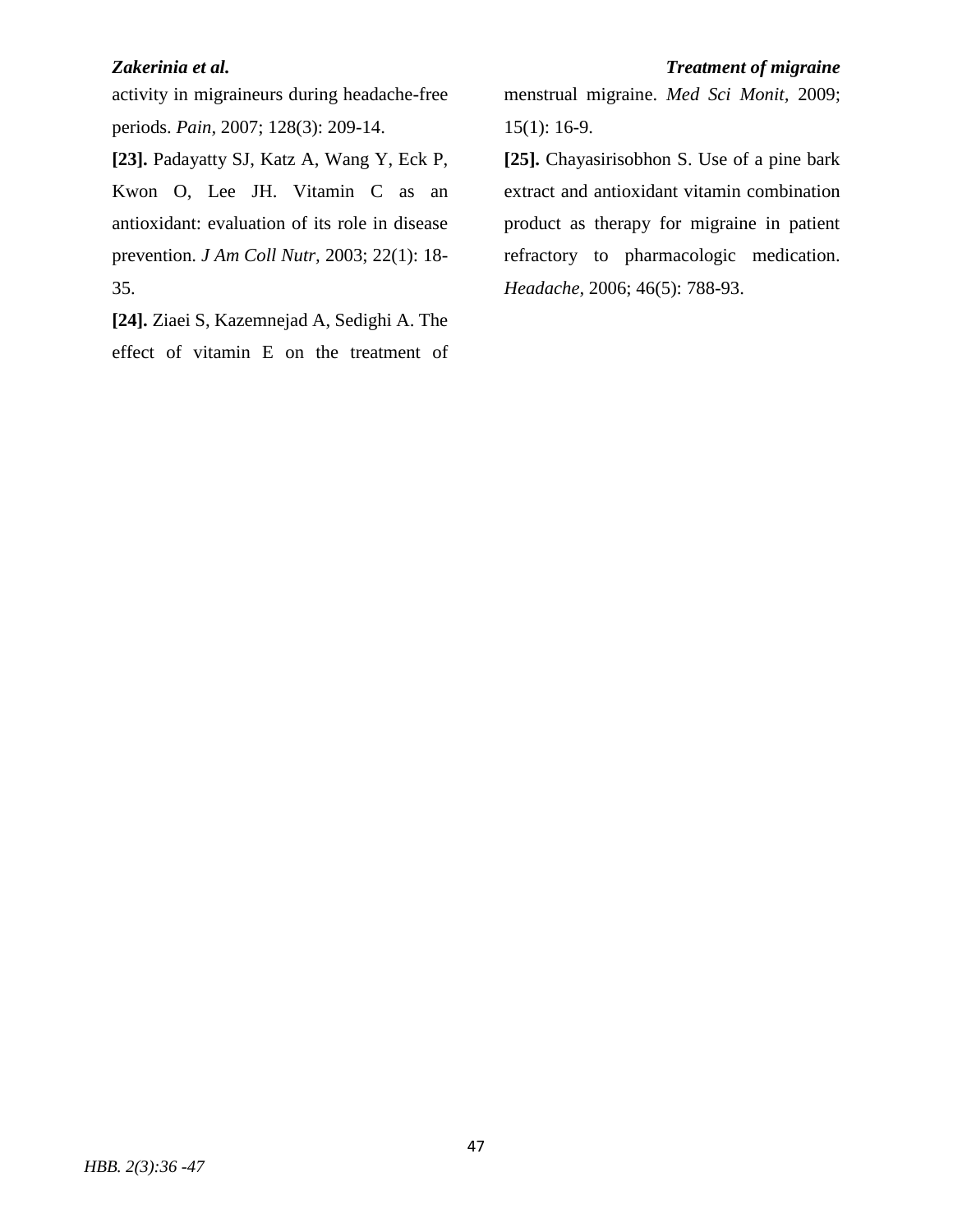activity in migraineurs during headache-free periods. *Pain*, 2007; 128(3): 209-14.

**[23].** Padayatty SJ, Katz A, Wang Y, Eck P, Kwon O, Lee JH. Vitamin C as an antioxidant: evaluation of its role in disease prevention. *J Am Coll Nutr*, 2003; 22(1): 18-35.

**[24].** Ziaei S, Kazemnejad A, Sedighi A. The effect of vitamin E on the treatment of menstrual migraine. *Med Sci Monit*, 2009; 15(1): 16-9.

**[25].** Chayasirisobhon S. Use of a pine bark extract and antioxidant vitamin combination product as therapy for migraine in patient refractory to pharmacologic medication. *Headache*, 2006; 46(5): 788-93.